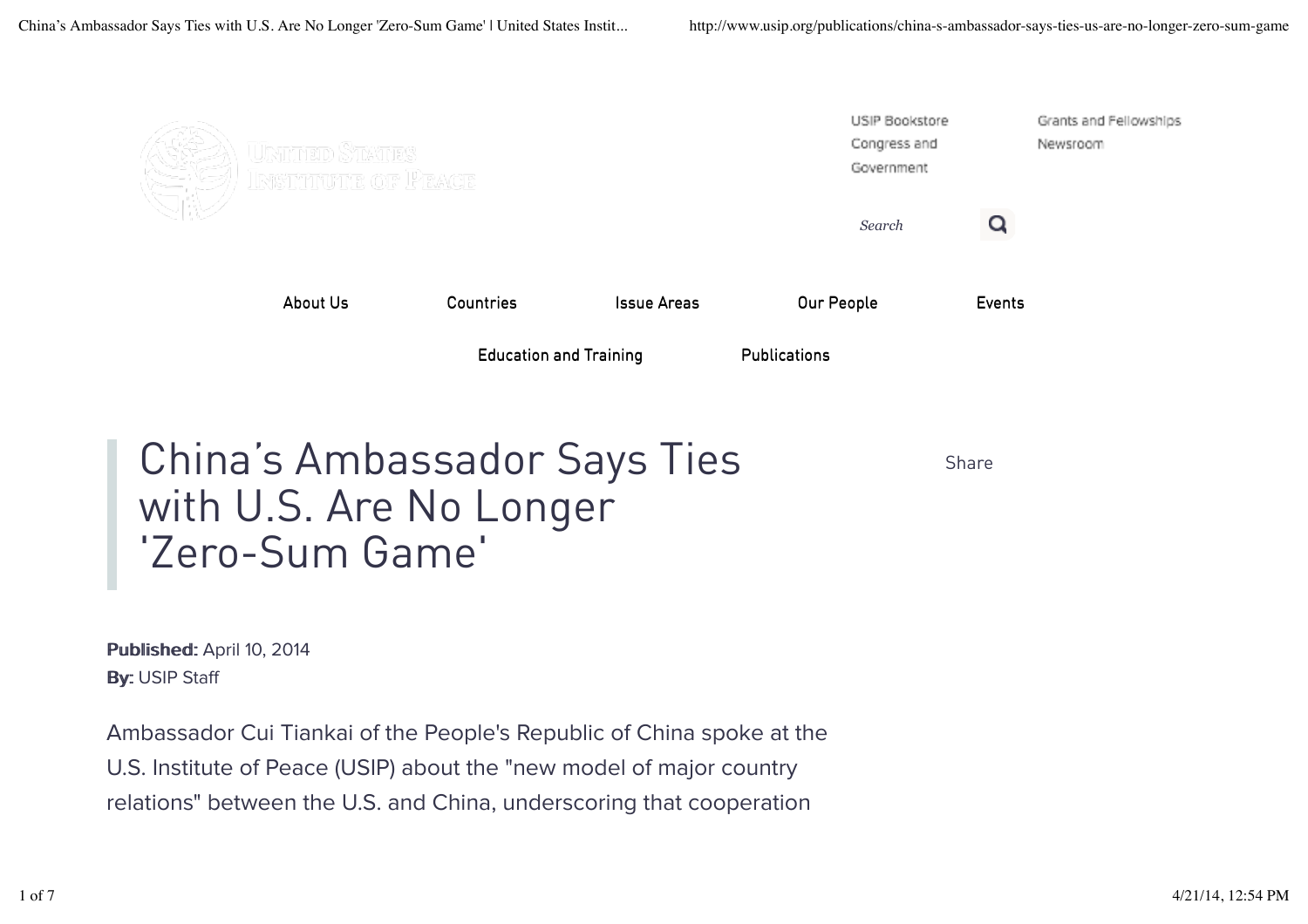United States Institute of Peace

USIP Bookstore
Congress and Government
Grants and Fellowships
Newsroom

Search

About Us | Countries | Issue Areas | Our People | Events | Education and Training | Publications

# China's Ambassador Says Ties with U.S. Are No Longer 'Zero-Sum Game'

Share

**Published:** April 10, 2014
**By:** USIP Staff

Ambassador Cui Tiankai of the People's Republic of China spoke at the U.S. Institute of Peace (USIP) about the "new model of major country relations" between the U.S. and China, underscoring that cooperation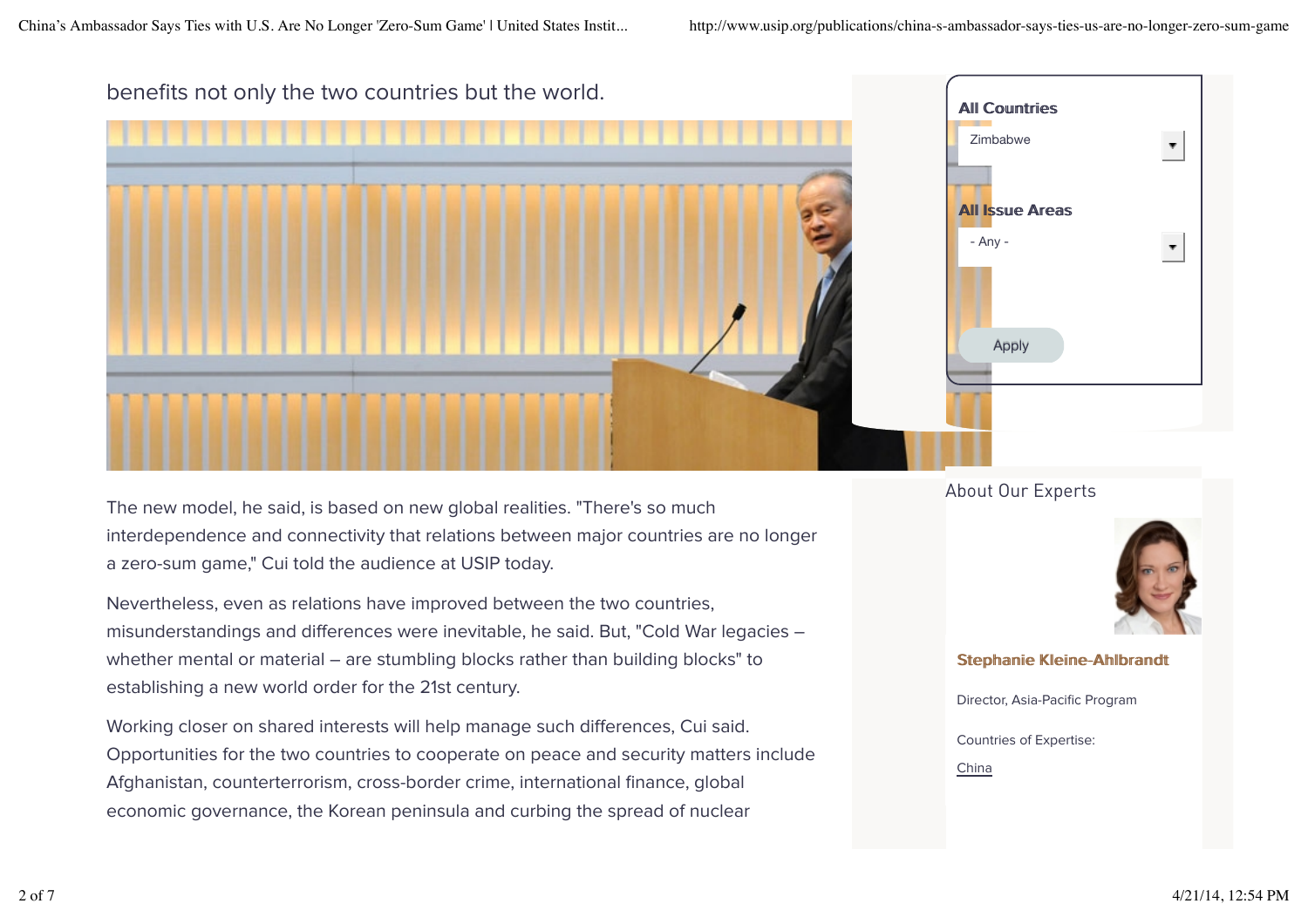benefits not only the two countries but the world.

The new model, he said, is based on new global realities. "There's so much interdependence and connectivity that relations between major countries are no longer a zero-sum game," Cui told the audience at USIP today.

Nevertheless, even as relations have improved between the two countries, misunderstandings and differences were inevitable, he said. But, "Cold War legacies – whether mental or material – are stumbling blocks rather than building blocks" to establishing a new world order for the 21st century.

Working closer on shared interests will help manage such differences, Cui said. Opportunities for the two countries to cooperate on peace and security matters include Afghanistan, counterterrorism, cross-border crime, international finance, global economic governance, the Korean peninsula and curbing the spread of nuclear

**All Countries**

Zimbabwe

**All Issue Areas**

- Any -

Apply

About Our Experts

**Stephanie Kleine-Ahlbrandt**

Director, Asia-Pacific Program

Countries of Expertise:

China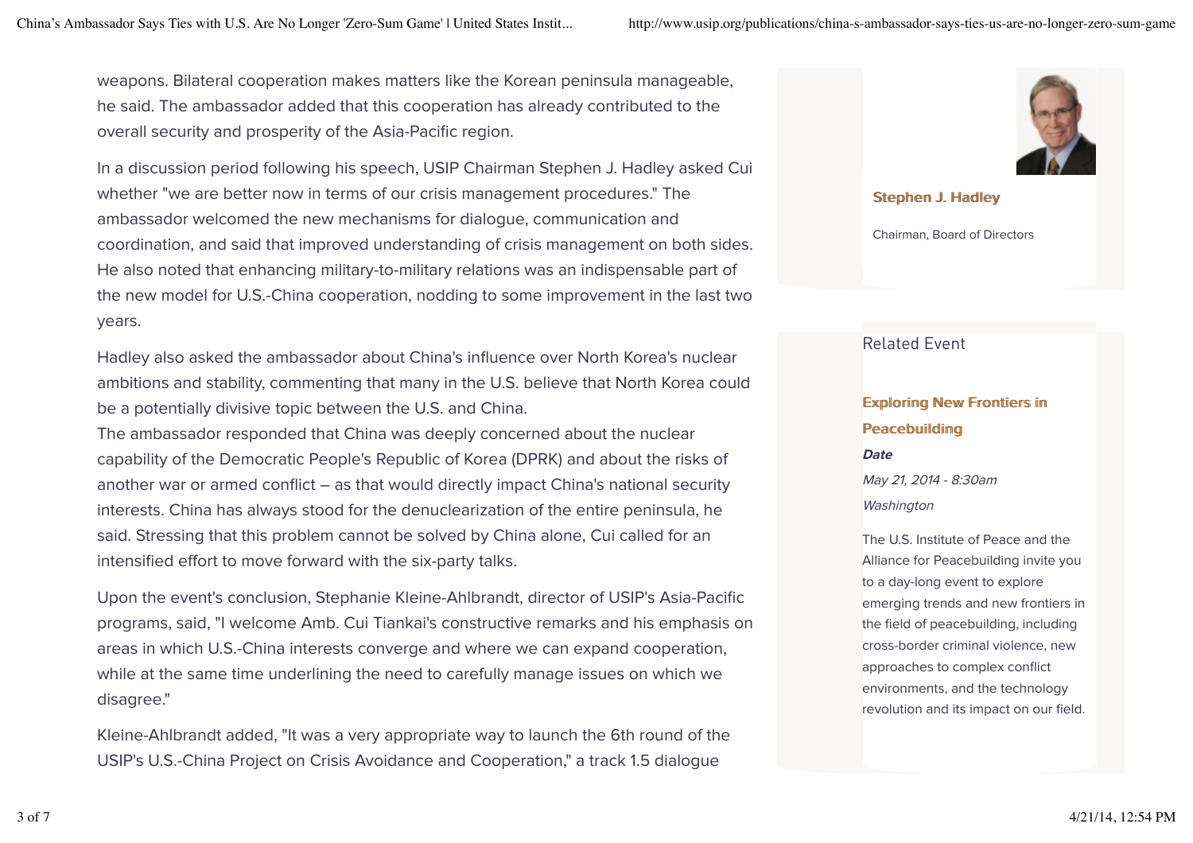weapons. Bilateral cooperation makes matters like the Korean peninsula manageable, he said. The ambassador added that this cooperation has already contributed to the overall security and prosperity of the Asia-Pacific region.

In a discussion period following his speech, USIP Chairman Stephen J. Hadley asked Cui whether "we are better now in terms of our crisis management procedures." The ambassador welcomed the new mechanisms for dialogue, communication and coordination, and said that improved understanding of crisis management on both sides. He also noted that enhancing military-to-military relations was an indispensable part of the new model for U.S.-China cooperation, nodding to some improvement in the last two years.

Hadley also asked the ambassador about China's influence over North Korea's nuclear ambitions and stability, commenting that many in the U.S. believe that North Korea could be a potentially divisive topic between the U.S. and China.
The ambassador responded that China was deeply concerned about the nuclear capability of the Democratic People's Republic of Korea (DPRK) and about the risks of another war or armed conflict – as that would directly impact China's national security interests. China has always stood for the denuclearization of the entire peninsula, he said. Stressing that this problem cannot be solved by China alone, Cui called for an intensified effort to move forward with the six-party talks.

Upon the event's conclusion, Stephanie Kleine-Ahlbrandt, director of USIP's Asia-Pacific programs, said, "I welcome Amb. Cui Tiankai's constructive remarks and his emphasis on areas in which U.S.-China interests converge and where we can expand cooperation, while at the same time underlining the need to carefully manage issues on which we disagree."

Kleine-Ahlbrandt added, "It was a very appropriate way to launch the 6th round of the USIP's U.S.-China Project on Crisis Avoidance and Cooperation," a track 1.5 dialogue

**Stephen J. Hadley**

Chairman, Board of Directors

Related Event

**Exploring New Frontiers in Peacebuilding**

***Date***

*May 21, 2014 - 8:30am*

*Washington*

The U.S. Institute of Peace and the Alliance for Peacebuilding invite you to a day-long event to explore emerging trends and new frontiers in the field of peacebuilding, including cross-border criminal violence, new approaches to complex conflict environments, and the technology revolution and its impact on our field.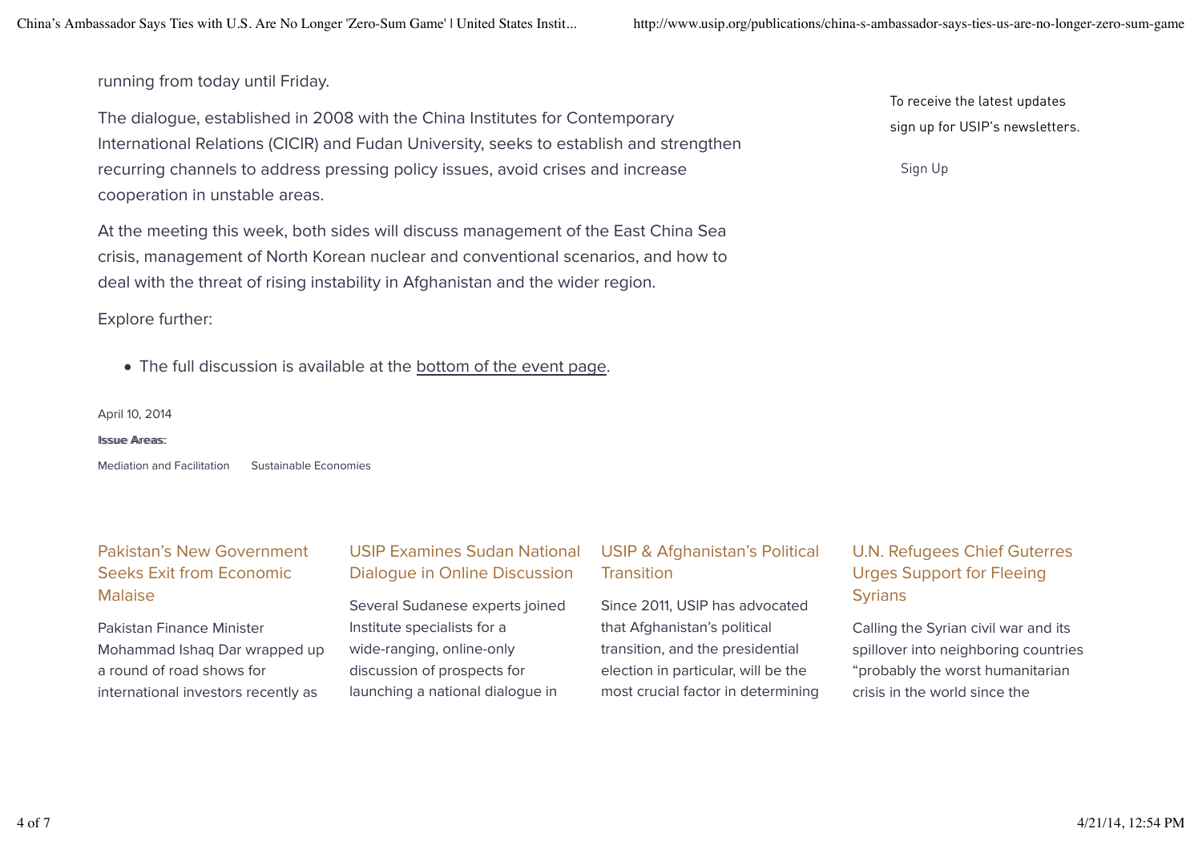running from today until Friday.

The dialogue, established in 2008 with the China Institutes for Contemporary International Relations (CICIR) and Fudan University, seeks to establish and strengthen recurring channels to address pressing policy issues, avoid crises and increase cooperation in unstable areas.

At the meeting this week, both sides will discuss management of the East China Sea crisis, management of North Korean nuclear and conventional scenarios, and how to deal with the threat of rising instability in Afghanistan and the wider region.

Explore further:

- The full discussion is available at the bottom of the event page.

April 10, 2014

**Issue Areas:**

Mediation and Facilitation     Sustainable Economies

To receive the latest updates sign up for USIP's newsletters.

Sign Up

### Pakistan's New Government Seeks Exit from Economic Malaise

Pakistan Finance Minister Mohammad Ishaq Dar wrapped up a round of road shows for international investors recently as

### USIP Examines Sudan National Dialogue in Online Discussion

Several Sudanese experts joined Institute specialists for a wide-ranging, online-only discussion of prospects for launching a national dialogue in

### USIP & Afghanistan's Political Transition

Since 2011, USIP has advocated that Afghanistan's political transition, and the presidential election in particular, will be the most crucial factor in determining

### U.N. Refugees Chief Guterres Urges Support for Fleeing Syrians

Calling the Syrian civil war and its spillover into neighboring countries "probably the worst humanitarian crisis in the world since the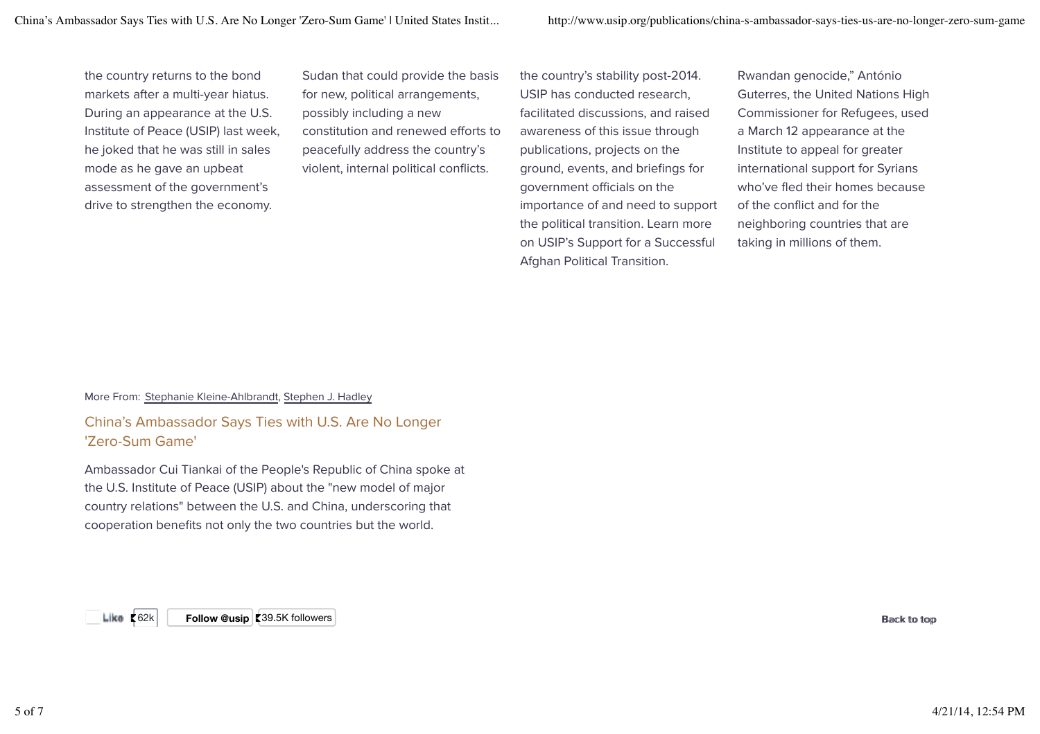the country returns to the bond markets after a multi-year hiatus. During an appearance at the U.S. Institute of Peace (USIP) last week, he joked that he was still in sales mode as he gave an upbeat assessment of the government's drive to strengthen the economy.

Sudan that could provide the basis for new, political arrangements, possibly including a new constitution and renewed efforts to peacefully address the country's violent, internal political conflicts.

the country's stability post-2014. USIP has conducted research, facilitated discussions, and raised awareness of this issue through publications, projects on the ground, events, and briefings for government officials on the importance of and need to support the political transition. Learn more on USIP's Support for a Successful Afghan Political Transition.

Rwandan genocide," António Guterres, the United Nations High Commissioner for Refugees, used a March 12 appearance at the Institute to appeal for greater international support for Syrians who've fled their homes because of the conflict and for the neighboring countries that are taking in millions of them.

More From: Stephanie Kleine-Ahlbrandt, Stephen J. Hadley

## China's Ambassador Says Ties with U.S. Are No Longer 'Zero-Sum Game'

Ambassador Cui Tiankai of the People's Republic of China spoke at the U.S. Institute of Peace (USIP) about the "new model of major country relations" between the U.S. and China, underscoring that cooperation benefits not only the two countries but the world.

Like 62k Follow @usip 39.5K followers

Back to top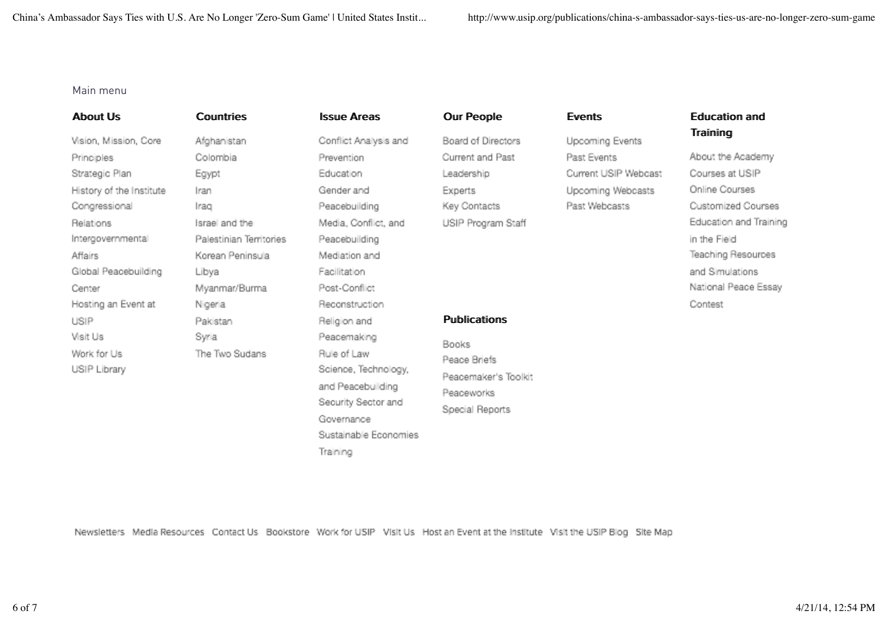Main menu

### About Us

- Vision, Mission, Core Principles
- Strategic Plan
- History of the Institute
- Congressional Relations
- Intergovernmental Affairs
- Global Peacebuilding Center
- Hosting an Event at USIP
- Visit Us
- Work for Us
- USIP Library

### Countries

- Afghanistan
- Colombia
- Egypt
- Iran
- Iraq
- Israel and the Palestinian Territories
- Korean Peninsula
- Libya
- Myanmar/Burma
- Nigeria
- Pakistan
- Syria
- The Two Sudans

### Issue Areas

- Conflict Analysis and Prevention
- Education
- Gender and Peacebuilding
- Media, Conflict, and Peacebuilding
- Mediation and Facilitation
- Post-Conflict Reconstruction
- Religion and Peacemaking
- Rule of Law
- Science, Technology, and Peacebuilding
- Security Sector and Governance
- Sustainable Economies
- Training

### Our People

- Board of Directors
- Current and Past Leadership
- Experts
- Key Contacts
- USIP Program Staff

### Publications

- Books
- Peace Briefs
- Peacemaker's Toolkit
- Peaceworks
- Special Reports

### Events

- Upcoming Events
- Past Events
- Current USIP Webcast
- Upcoming Webcasts
- Past Webcasts

### Education and Training

- About the Academy
- Courses at USIP
- Online Courses
- Customized Courses
- Education and Training in the Field
- Teaching Resources and Simulations
- National Peace Essay Contest

Newsletters Media Resources Contact Us Bookstore Work for USIP Visit Us Host an Event at the Institute Visit the USIP Blog Site Map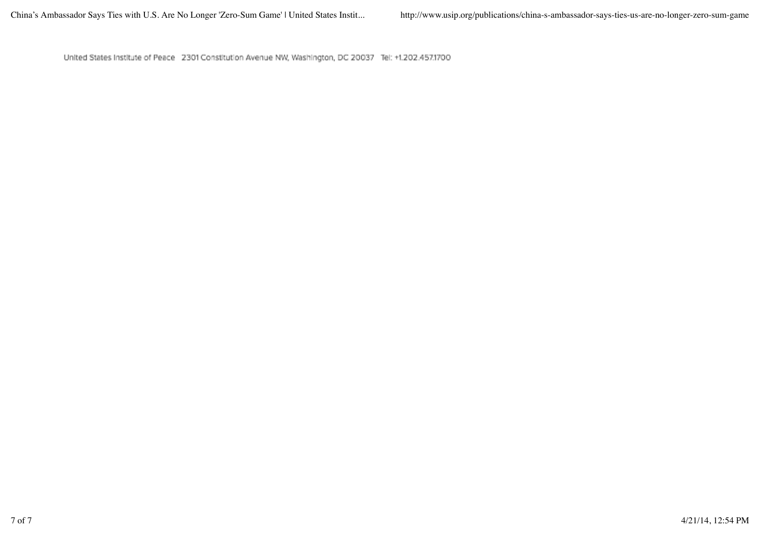United States Institute of Peace   2301 Constitution Avenue NW, Washington, DC 20037   Tel: +1.202.457.1700